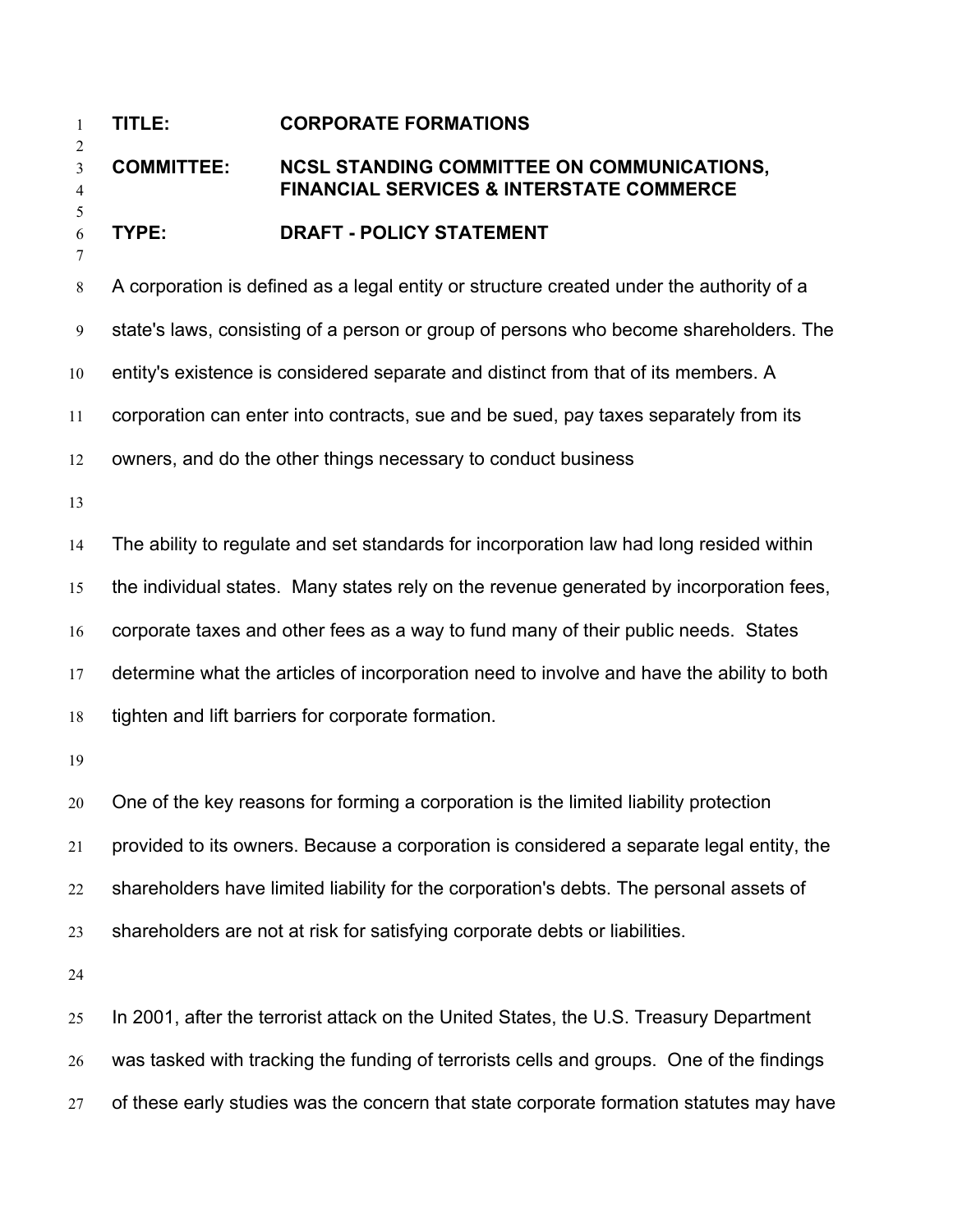**TITLE:** **CORPORATE FORMATIONS**

**COMMITTEE:** **NCSL STANDING COMMITTEE ON COMMUNICATIONS, FINANCIAL SERVICES & INTERSTATE COMMERCE**

**TYPE:** **DRAFT - POLICY STATEMENT**

A corporation is defined as a legal entity or structure created under the authority of a state's laws, consisting of a person or group of persons who become shareholders. The entity's existence is considered separate and distinct from that of its members. A corporation can enter into contracts, sue and be sued, pay taxes separately from its owners, and do the other things necessary to conduct business

The ability to regulate and set standards for incorporation law had long resided within the individual states. Many states rely on the revenue generated by incorporation fees, corporate taxes and other fees as a way to fund many of their public needs. States determine what the articles of incorporation need to involve and have the ability to both tighten and lift barriers for corporate formation.

One of the key reasons for forming a corporation is the limited liability protection provided to its owners. Because a corporation is considered a separate legal entity, the shareholders have limited liability for the corporation's debts. The personal assets of shareholders are not at risk for satisfying corporate debts or liabilities.

In 2001, after the terrorist attack on the United States, the U.S. Treasury Department was tasked with tracking the funding of terrorists cells and groups. One of the findings of these early studies was the concern that state corporate formation statutes may have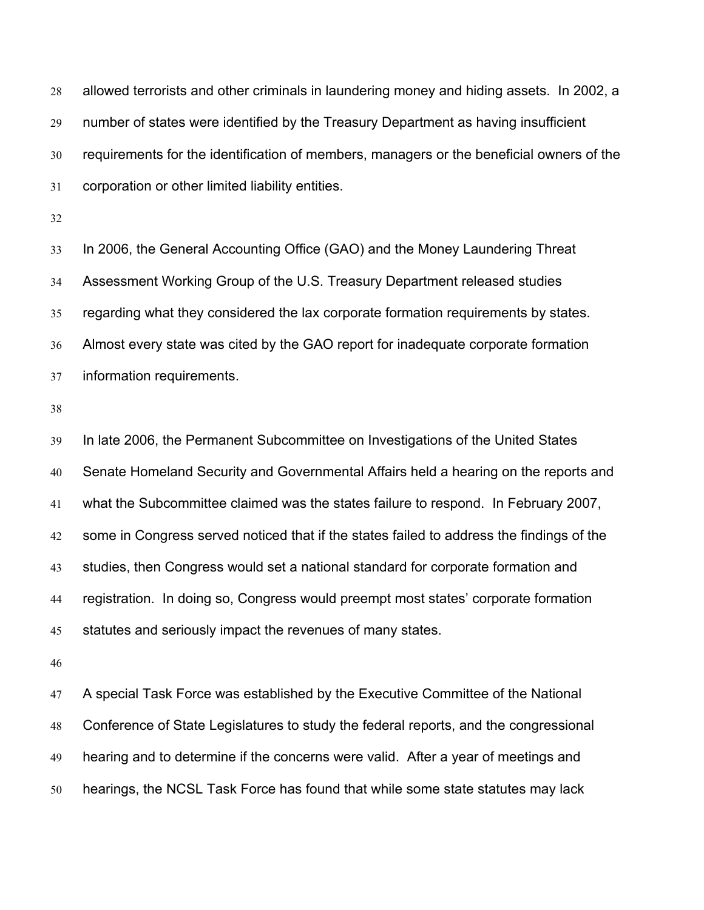allowed terrorists and other criminals in laundering money and hiding assets. In 2002, a number of states were identified by the Treasury Department as having insufficient requirements for the identification of members, managers or the beneficial owners of the corporation or other limited liability entities.

In 2006, the General Accounting Office (GAO) and the Money Laundering Threat Assessment Working Group of the U.S. Treasury Department released studies regarding what they considered the lax corporate formation requirements by states. Almost every state was cited by the GAO report for inadequate corporate formation information requirements.

In late 2006, the Permanent Subcommittee on Investigations of the United States Senate Homeland Security and Governmental Affairs held a hearing on the reports and what the Subcommittee claimed was the states failure to respond. In February 2007, some in Congress served noticed that if the states failed to address the findings of the studies, then Congress would set a national standard for corporate formation and registration. In doing so, Congress would preempt most states' corporate formation statutes and seriously impact the revenues of many states.

A special Task Force was established by the Executive Committee of the National Conference of State Legislatures to study the federal reports, and the congressional hearing and to determine if the concerns were valid. After a year of meetings and hearings, the NCSL Task Force has found that while some state statutes may lack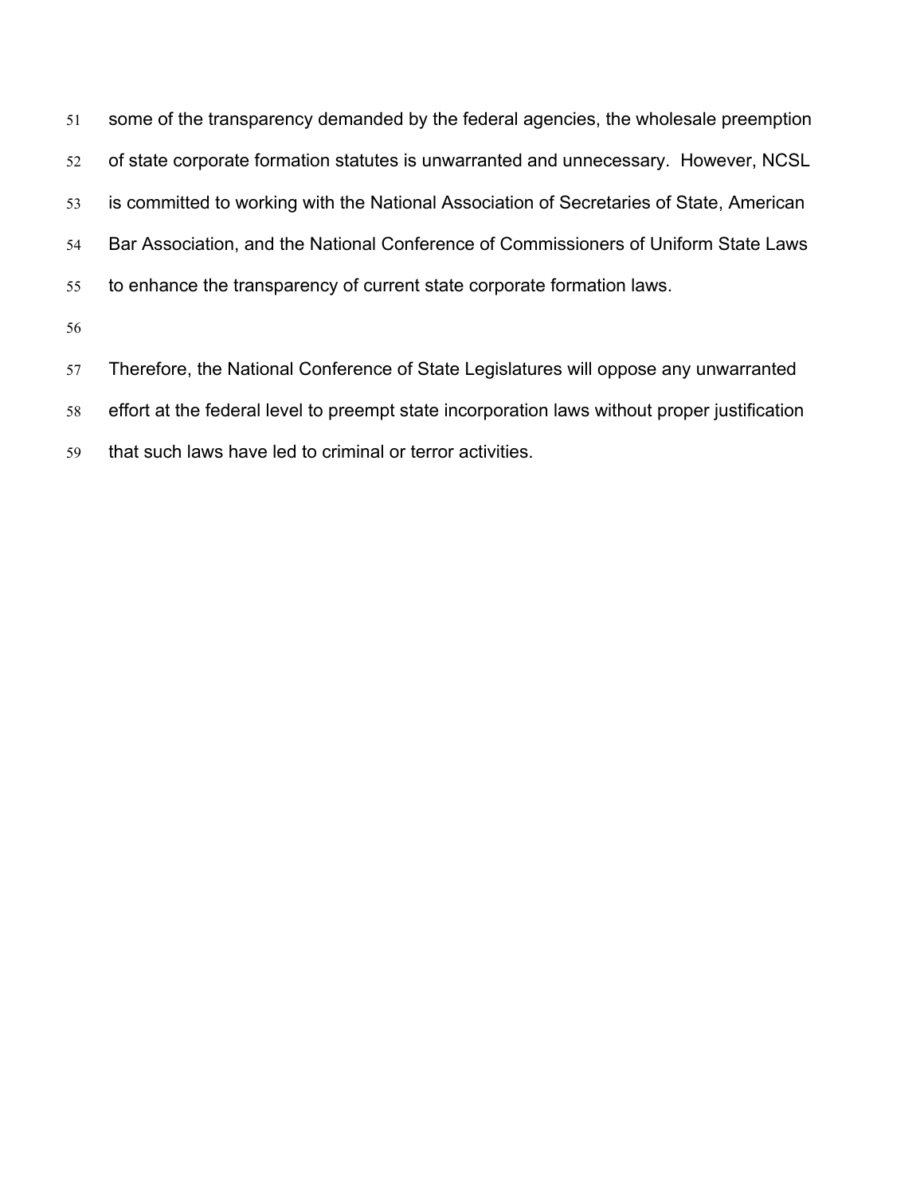some of the transparency demanded by the federal agencies, the wholesale preemption of state corporate formation statutes is unwarranted and unnecessary. However, NCSL is committed to working with the National Association of Secretaries of State, American Bar Association, and the National Conference of Commissioners of Uniform State Laws to enhance the transparency of current state corporate formation laws.

Therefore, the National Conference of State Legislatures will oppose any unwarranted effort at the federal level to preempt state incorporation laws without proper justification that such laws have led to criminal or terror activities.